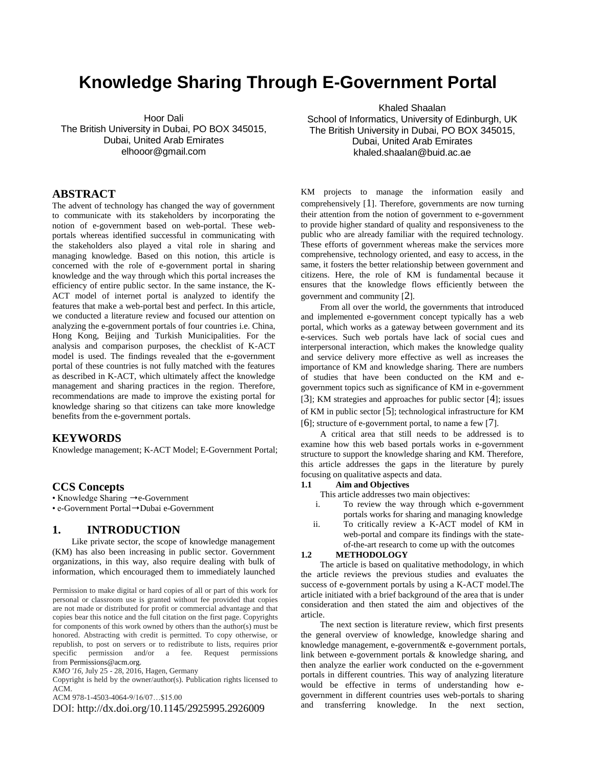# Knowledge Sharing Through E-Government Portal

Hoor Dali
The British University in Dubai, PO BOX 345015, Dubai, United Arab Emirates
elhooor@gmail.com

Khaled Shaalan
School of Informatics, University of Edinburgh, UK
The British University in Dubai, PO BOX 345015, Dubai, United Arab Emirates
khaled.shaalan@buid.ac.ae

## ABSTRACT

The advent of technology has changed the way of government to communicate with its stakeholders by incorporating the notion of e-government based on web-portal. These web-portals whereas identified successful in communicating with the stakeholders also played a vital role in sharing and managing knowledge. Based on this notion, this article is concerned with the role of e-government portal in sharing knowledge and the way through which this portal increases the efficiency of entire public sector. In the same instance, the K-ACT model of internet portal is analyzed to identify the features that make a web-portal best and perfect. In this article, we conducted a literature review and focused our attention on analyzing the e-government portals of four countries i.e. China, Hong Kong, Beijing and Turkish Municipalities. For the analysis and comparison purposes, the checklist of K-ACT model is used. The findings revealed that the e-government portal of these countries is not fully matched with the features as described in K-ACT, which ultimately affect the knowledge management and sharing practices in the region. Therefore, recommendations are made to improve the existing portal for knowledge sharing so that citizens can take more knowledge benefits from the e-government portals.

## KEYWORDS

Knowledge management; K-ACT Model; E-Government Portal;

## CCS Concepts

• Knowledge Sharing →e-Government
• e-Government Portal→Dubai e-Government

## 1. INTRODUCTION

Like private sector, the scope of knowledge management (KM) has also been increasing in public sector. Government organizations, in this way, also require dealing with bulk of information, which encouraged them to immediately launched KM projects to manage the information easily and comprehensively [1]. Therefore, governments are now turning their attention from the notion of government to e-government to provide higher standard of quality and responsiveness to the public who are already familiar with the required technology. These efforts of government whereas make the services more comprehensive, technology oriented, and easy to access, in the same, it fosters the better relationship between government and citizens. Here, the role of KM is fundamental because it ensures that the knowledge flows efficiently between the government and community [2].

From all over the world, the governments that introduced and implemented e-government concept typically has a web portal, which works as a gateway between government and its e-services. Such web portals have lack of social cues and interpersonal interaction, which makes the knowledge quality and service delivery more effective as well as increases the importance of KM and knowledge sharing. There are numbers of studies that have been conducted on the KM and e-government topics such as significance of KM in e-government [3]; KM strategies and approaches for public sector [4]; issues of KM in public sector [5]; technological infrastructure for KM [6]; structure of e-government portal, to name a few [7].

A critical area that still needs to be addressed is to examine how this web based portals works in e-government structure to support the knowledge sharing and KM. Therefore, this article addresses the gaps in the literature by purely focusing on qualitative aspects and data.

### 1.1 Aim and Objectives

This article addresses two main objectives:

i. To review the way through which e-government portals works for sharing and managing knowledge
ii. To critically review a K-ACT model of KM in web-portal and compare its findings with the state-of-the-art research to come up with the outcomes

### 1.2 METHODOLOGY

The article is based on qualitative methodology, in which the article reviews the previous studies and evaluates the success of e-government portals by using a K-ACT model.The article initiated with a brief background of the area that is under consideration and then stated the aim and objectives of the article.

The next section is literature review, which first presents the general overview of knowledge, knowledge sharing and knowledge management, e-government& e-government portals, link between e-government portals & knowledge sharing, and then analyze the earlier work conducted on the e-government portals in different countries. This way of analyzing literature would be effective in terms of understanding how e-government in different countries uses web-portals to sharing and transferring knowledge. In the next section,

Permission to make digital or hard copies of all or part of this work for personal or classroom use is granted without fee provided that copies are not made or distributed for profit or commercial advantage and that copies bear this notice and the full citation on the first page. Copyrights for components of this work owned by others than the author(s) must be honored. Abstracting with credit is permitted. To copy otherwise, or republish, to post on servers or to redistribute to lists, requires prior specific permission and/or a fee. Request permissions from Permissions@acm.org.
*KMO '16*, July 25 - 28, 2016, Hagen, Germany
Copyright is held by the owner/author(s). Publication rights licensed to ACM.
ACM 978-1-4503-4064-9/16/07…$15.00
DOI: http://dx.doi.org/10.1145/2925995.2926009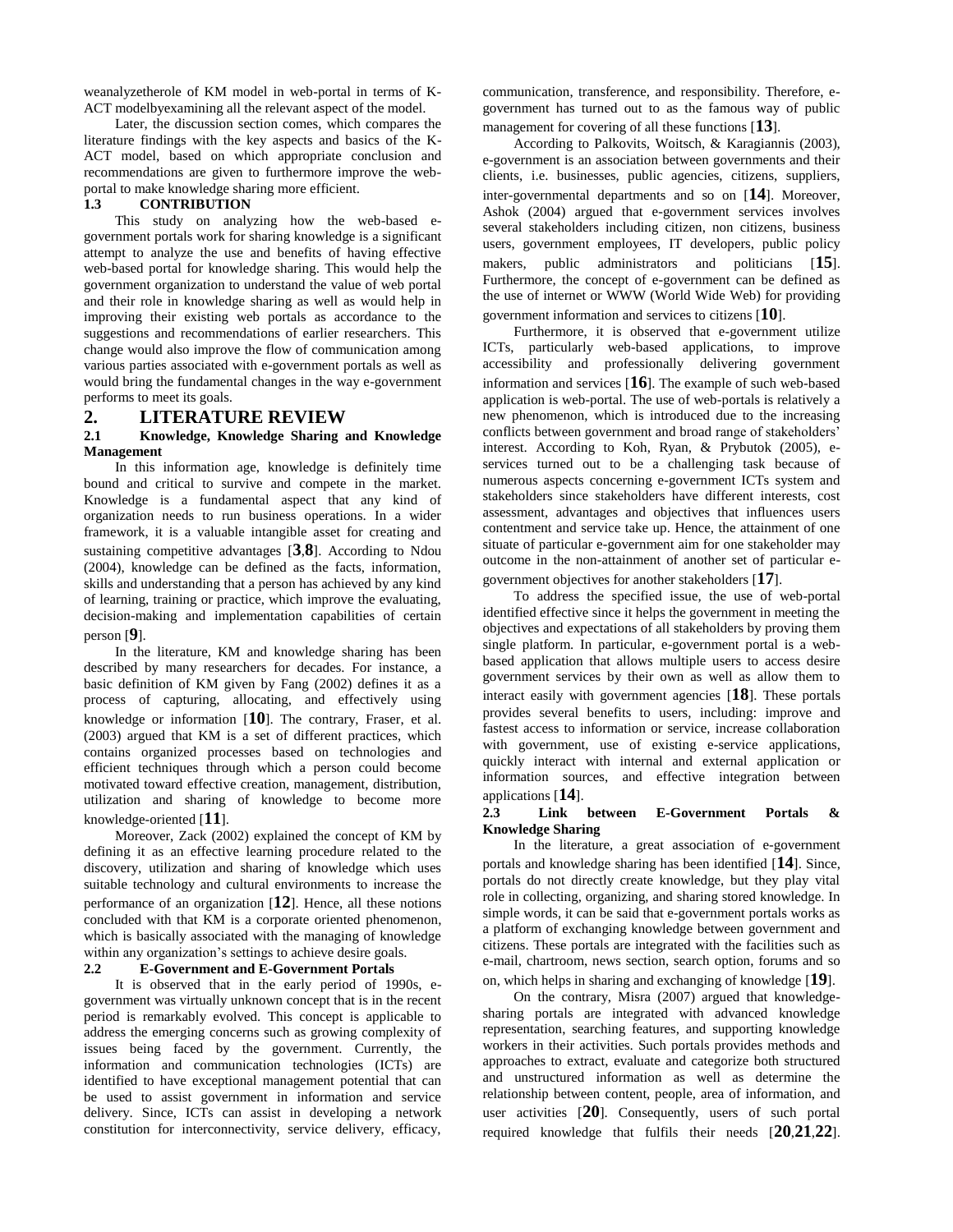weanalyzetherole of KM model in web-portal in terms of K-ACT modelbyexamining all the relevant aspect of the model.

Later, the discussion section comes, which compares the literature findings with the key aspects and basics of the K-ACT model, based on which appropriate conclusion and recommendations are given to furthermore improve the web-portal to make knowledge sharing more efficient.

### 1.3 CONTRIBUTION

This study on analyzing how the web-based e-government portals work for sharing knowledge is a significant attempt to analyze the use and benefits of having effective web-based portal for knowledge sharing. This would help the government organization to understand the value of web portal and their role in knowledge sharing as well as would help in improving their existing web portals as accordance to the suggestions and recommendations of earlier researchers. This change would also improve the flow of communication among various parties associated with e-government portals as well as would bring the fundamental changes in the way e-government performs to meet its goals.

## 2. LITERATURE REVIEW

### 2.1 Knowledge, Knowledge Sharing and Knowledge Management

In this information age, knowledge is definitely time bound and critical to survive and compete in the market. Knowledge is a fundamental aspect that any kind of organization needs to run business operations. In a wider framework, it is a valuable intangible asset for creating and sustaining competitive advantages [**3**,**8**]. According to Ndou (2004), knowledge can be defined as the facts, information, skills and understanding that a person has achieved by any kind of learning, training or practice, which improve the evaluating, decision-making and implementation capabilities of certain person [**9**].

In the literature, KM and knowledge sharing has been described by many researchers for decades. For instance, a basic definition of KM given by Fang (2002) defines it as a process of capturing, allocating, and effectively using knowledge or information [**10**]. The contrary, Fraser, et al. (2003) argued that KM is a set of different practices, which contains organized processes based on technologies and efficient techniques through which a person could become motivated toward effective creation, management, distribution, utilization and sharing of knowledge to become more knowledge-oriented [**11**].

Moreover, Zack (2002) explained the concept of KM by defining it as an effective learning procedure related to the discovery, utilization and sharing of knowledge which uses suitable technology and cultural environments to increase the performance of an organization [**12**]. Hence, all these notions concluded with that KM is a corporate oriented phenomenon, which is basically associated with the managing of knowledge within any organization's settings to achieve desire goals.

### 2.2 E-Government and E-Government Portals

It is observed that in the early period of 1990s, e-government was virtually unknown concept that is in the recent period is remarkably evolved. This concept is applicable to address the emerging concerns such as growing complexity of issues being faced by the government. Currently, the information and communication technologies (ICTs) are identified to have exceptional management potential that can be used to assist government in information and service delivery. Since, ICTs can assist in developing a network constitution for interconnectivity, service delivery, efficacy, communication, transference, and responsibility. Therefore, e-government has turned out to as the famous way of public management for covering of all these functions [**13**].

According to Palkovits, Woitsch, & Karagiannis (2003), e-government is an association between governments and their clients, i.e. businesses, public agencies, citizens, suppliers, inter-governmental departments and so on [**14**]. Moreover, Ashok (2004) argued that e-government services involves several stakeholders including citizen, non citizens, business users, government employees, IT developers, public policy makers, public administrators and politicians [**15**]. Furthermore, the concept of e-government can be defined as the use of internet or WWW (World Wide Web) for providing government information and services to citizens [**10**].

Furthermore, it is observed that e-government utilize ICTs, particularly web-based applications, to improve accessibility and professionally delivering government information and services [**16**]. The example of such web-based application is web-portal. The use of web-portals is relatively a new phenomenon, which is introduced due to the increasing conflicts between government and broad range of stakeholders' interest. According to Koh, Ryan, & Prybutok (2005), e-services turned out to be a challenging task because of numerous aspects concerning e-government ICTs system and stakeholders since stakeholders have different interests, cost assessment, advantages and objectives that influences users contentment and service take up. Hence, the attainment of one situate of particular e-government aim for one stakeholder may outcome in the non-attainment of another set of particular e-government objectives for another stakeholders [**17**].

To address the specified issue, the use of web-portal identified effective since it helps the government in meeting the objectives and expectations of all stakeholders by proving them single platform. In particular, e-government portal is a web-based application that allows multiple users to access desire government services by their own as well as allow them to interact easily with government agencies [**18**]. These portals provides several benefits to users, including: improve and fastest access to information or service, increase collaboration with government, use of existing e-service applications, quickly interact with internal and external application or information sources, and effective integration between applications [**14**].

### 2.3 Link between E-Government Portals & Knowledge Sharing

In the literature, a great association of e-government portals and knowledge sharing has been identified [**14**]. Since, portals do not directly create knowledge, but they play vital role in collecting, organizing, and sharing stored knowledge. In simple words, it can be said that e-government portals works as a platform of exchanging knowledge between government and citizens. These portals are integrated with the facilities such as e-mail, chartroom, news section, search option, forums and so on, which helps in sharing and exchanging of knowledge [**19**].

On the contrary, Misra (2007) argued that knowledge-sharing portals are integrated with advanced knowledge representation, searching features, and supporting knowledge workers in their activities. Such portals provides methods and approaches to extract, evaluate and categorize both structured and unstructured information as well as determine the relationship between content, people, area of information, and user activities [**20**]. Consequently, users of such portal required knowledge that fulfils their needs [**20**,**21**,**22**].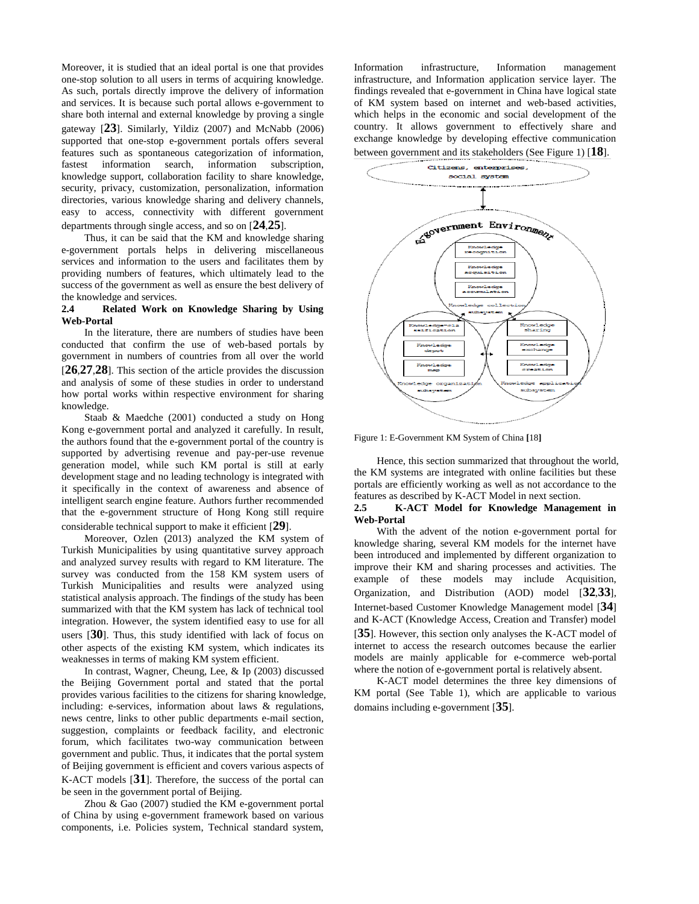Moreover, it is studied that an ideal portal is one that provides one-stop solution to all users in terms of acquiring knowledge. As such, portals directly improve the delivery of information and services. It is because such portal allows e-government to share both internal and external knowledge by proving a single gateway [23]. Similarly, Yildiz (2007) and McNabb (2006) supported that one-stop e-government portals offers several features such as spontaneous categorization of information, fastest information search, information subscription, knowledge support, collaboration facility to share knowledge, security, privacy, customization, personalization, information directories, various knowledge sharing and delivery channels, easy to access, connectivity with different government departments through single access, and so on [24,25].

Thus, it can be said that the KM and knowledge sharing e-government portals helps in delivering miscellaneous services and information to the users and facilitates them by providing numbers of features, which ultimately lead to the success of the government as well as ensure the best delivery of the knowledge and services.

### 2.4 Related Work on Knowledge Sharing by Using Web-Portal

In the literature, there are numbers of studies have been conducted that confirm the use of web-based portals by government in numbers of countries from all over the world [26,27,28]. This section of the article provides the discussion and analysis of some of these studies in order to understand how portal works within respective environment for sharing knowledge.

Staab & Maedche (2001) conducted a study on Hong Kong e-government portal and analyzed it carefully. In result, the authors found that the e-government portal of the country is supported by advertising revenue and pay-per-use revenue generation model, while such KM portal is still at early development stage and no leading technology is integrated with it specifically in the context of awareness and absence of intelligent search engine feature. Authors further recommended that the e-government structure of Hong Kong still require considerable technical support to make it efficient [29].

Moreover, Ozlen (2013) analyzed the KM system of Turkish Municipalities by using quantitative survey approach and analyzed survey results with regard to KM literature. The survey was conducted from the 158 KM system users of Turkish Municipalities and results were analyzed using statistical analysis approach. The findings of the study has been summarized with that the KM system has lack of technical tool integration. However, the system identified easy to use for all users [30]. Thus, this study identified with lack of focus on other aspects of the existing KM system, which indicates its weaknesses in terms of making KM system efficient.

In contrast, Wagner, Cheung, Lee, & Ip (2003) discussed the Beijing Government portal and stated that the portal provides various facilities to the citizens for sharing knowledge, including: e-services, information about laws & regulations, news centre, links to other public departments e-mail section, suggestion, complaints or feedback facility, and electronic forum, which facilitates two-way communication between government and public. Thus, it indicates that the portal system of Beijing government is efficient and covers various aspects of K-ACT models [31]. Therefore, the success of the portal can be seen in the government portal of Beijing.

Zhou & Gao (2007) studied the KM e-government portal of China by using e-government framework based on various components, i.e. Policies system, Technical standard system, Information infrastructure, Information management infrastructure, and Information application service layer. The findings revealed that e-government in China have logical state of KM system based on internet and web-based activities, which helps in the economic and social development of the country. It allows government to effectively share and exchange knowledge by developing effective communication between government and its stakeholders (See Figure 1) [18].

Figure 1: E-Government KM System of China [18]

Hence, this section summarized that throughout the world, the KM systems are integrated with online facilities but these portals are efficiently working as well as not accordance to the features as described by K-ACT Model in next section.

### 2.5 K-ACT Model for Knowledge Management in Web-Portal

With the advent of the notion e-government portal for knowledge sharing, several KM models for the internet have been introduced and implemented by different organization to improve their KM and sharing processes and activities. The example of these models may include Acquisition, Organization, and Distribution (AOD) model [32,33], Internet-based Customer Knowledge Management model [34] and K-ACT (Knowledge Access, Creation and Transfer) model [35]. However, this section only analyses the K-ACT model of internet to access the research outcomes because the earlier models are mainly applicable for e-commerce web-portal where the notion of e-government portal is relatively absent.

K-ACT model determines the three key dimensions of KM portal (See Table 1), which are applicable to various domains including e-government [35].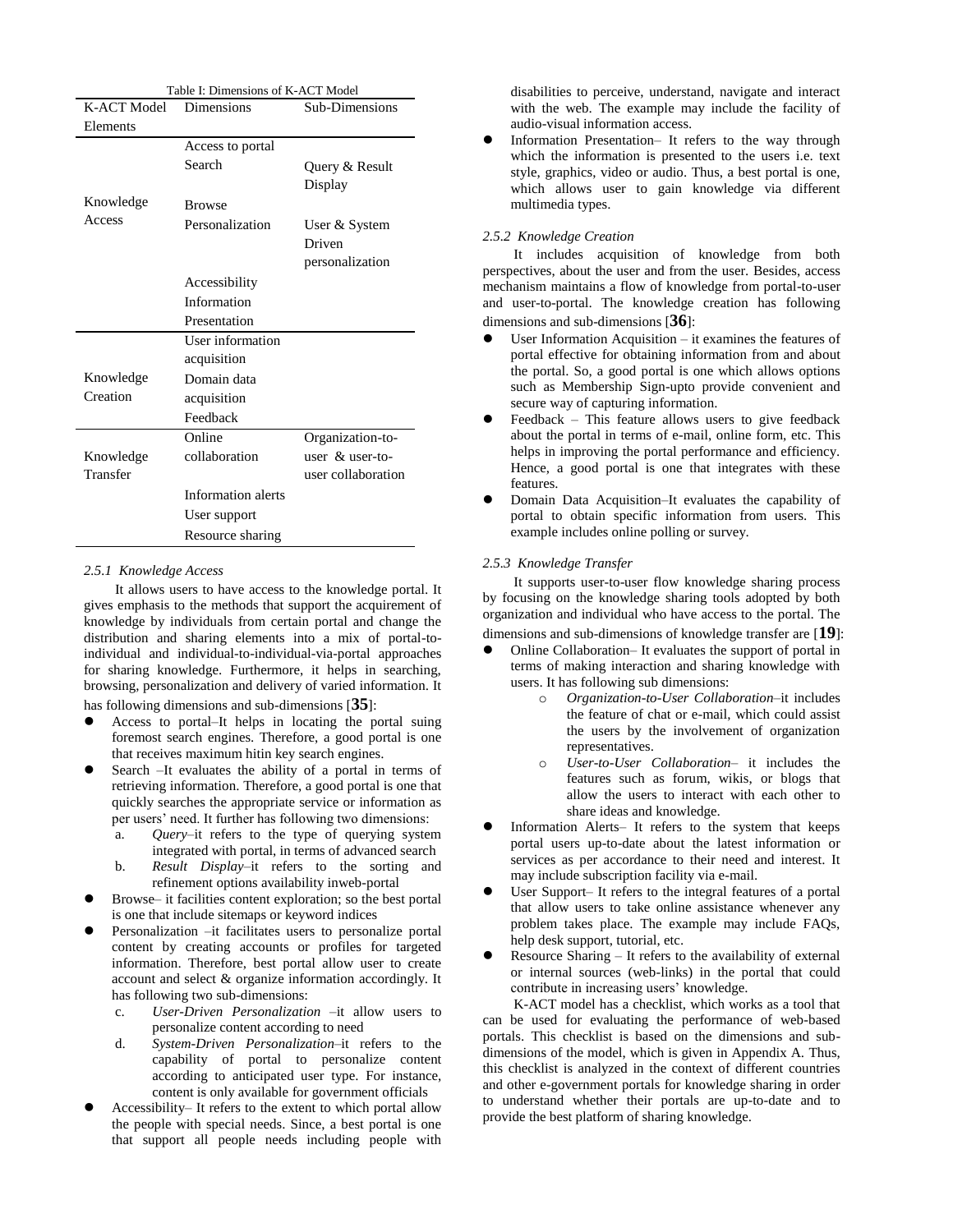Table I: Dimensions of K-ACT Model

| K-ACT Model Elements | Dimensions | Sub-Dimensions |
|---|---|---|
| Knowledge Access | Access to portal | |
| | Search | Query & Result Display |
| | Browse | |
| | Personalization | User & System Driven personalization |
| | Accessibility | |
| | Information Presentation | |
| Knowledge Creation | User information acquisition | |
| | Domain data acquisition | |
| | Feedback | |
| Knowledge Transfer | Online collaboration | Organization-to-user & user-to-user collaboration |
| | Information alerts | |
| | User support | |
| | Resource sharing | |

### *2.5.1 Knowledge Access*

It allows users to have access to the knowledge portal. It gives emphasis to the methods that support the acquirement of knowledge by individuals from certain portal and change the distribution and sharing elements into a mix of portal-to-individual and individual-to-individual-via-portal approaches for sharing knowledge. Furthermore, it helps in searching, browsing, personalization and delivery of varied information. It has following dimensions and sub-dimensions [**35**]:

- Access to portal–It helps in locating the portal suing foremost search engines. Therefore, a good portal is one that receives maximum hitin key search engines.
- Search –It evaluates the ability of a portal in terms of retrieving information. Therefore, a good portal is one that quickly searches the appropriate service or information as per users' need. It further has following two dimensions:
    a. *Query*–it refers to the type of querying system integrated with portal, in terms of advanced search
    b. *Result Display*–it refers to the sorting and refinement options availability inweb-portal
- Browse– it facilities content exploration; so the best portal is one that include sitemaps or keyword indices
- Personalization –it facilitates users to personalize portal content by creating accounts or profiles for targeted information. Therefore, best portal allow user to create account and select & organize information accordingly. It has following two sub-dimensions:
    c. *User-Driven Personalization* –it allow users to personalize content according to need
    d. *System-Driven Personalization*–it refers to the capability of portal to personalize content according to anticipated user type. For instance, content is only available for government officials
- Accessibility– It refers to the extent to which portal allow the people with special needs. Since, a best portal is one that support all people needs including people with disabilities to perceive, understand, navigate and interact with the web. The example may include the facility of audio-visual information access.
- Information Presentation– It refers to the way through which the information is presented to the users i.e. text style, graphics, video or audio. Thus, a best portal is one, which allows user to gain knowledge via different multimedia types.

### *2.5.2 Knowledge Creation*

It includes acquisition of knowledge from both perspectives, about the user and from the user. Besides, access mechanism maintains a flow of knowledge from portal-to-user and user-to-portal. The knowledge creation has following dimensions and sub-dimensions [**36**]:

- User Information Acquisition – it examines the features of portal effective for obtaining information from and about the portal. So, a good portal is one which allows options such as Membership Sign-upto provide convenient and secure way of capturing information.
- Feedback – This feature allows users to give feedback about the portal in terms of e-mail, online form, etc. This helps in improving the portal performance and efficiency. Hence, a good portal is one that integrates with these features.
- Domain Data Acquisition–It evaluates the capability of portal to obtain specific information from users. This example includes online polling or survey.

### *2.5.3 Knowledge Transfer*

It supports user-to-user flow knowledge sharing process by focusing on the knowledge sharing tools adopted by both organization and individual who have access to the portal. The dimensions and sub-dimensions of knowledge transfer are [**19**]:

- Online Collaboration– It evaluates the support of portal in terms of making interaction and sharing knowledge with users. It has following sub dimensions:
    - *Organization-to-User Collaboration*–it includes the feature of chat or e-mail, which could assist the users by the involvement of organization representatives.
    - *User-to-User Collaboration*– it includes the features such as forum, wikis, or blogs that allow the users to interact with each other to share ideas and knowledge.
- Information Alerts– It refers to the system that keeps portal users up-to-date about the latest information or services as per accordance to their need and interest. It may include subscription facility via e-mail.
- User Support– It refers to the integral features of a portal that allow users to take online assistance whenever any problem takes place. The example may include FAQs, help desk support, tutorial, etc.
- Resource Sharing – It refers to the availability of external or internal sources (web-links) in the portal that could contribute in increasing users' knowledge.

K-ACT model has a checklist, which works as a tool that can be used for evaluating the performance of web-based portals. This checklist is based on the dimensions and sub-dimensions of the model, which is given in Appendix A. Thus, this checklist is analyzed in the context of different countries and other e-government portals for knowledge sharing in order to understand whether their portals are up-to-date and to provide the best platform of sharing knowledge.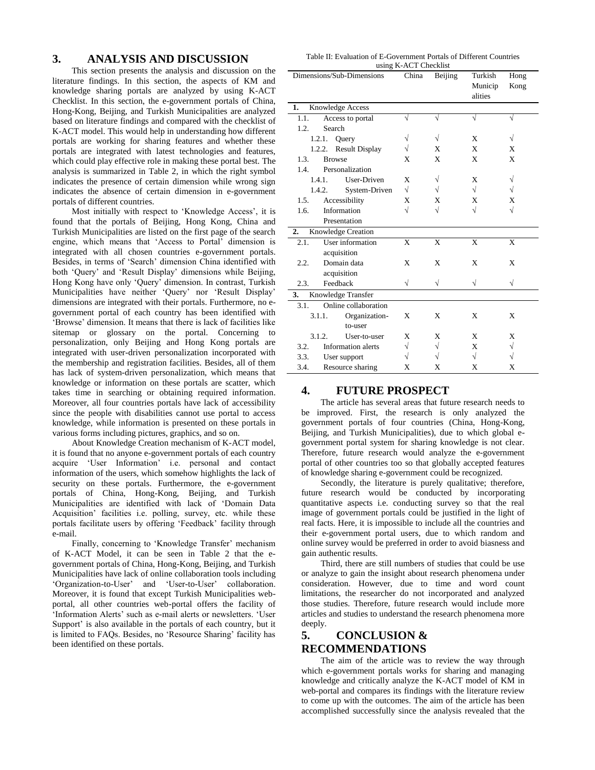## 3. ANALYSIS AND DISCUSSION

This section presents the analysis and discussion on the literature findings. In this section, the aspects of KM and knowledge sharing portals are analyzed by using K-ACT Checklist. In this section, the e-government portals of China, Hong-Kong, Beijing, and Turkish Municipalities are analyzed based on literature findings and compared with the checklist of K-ACT model. This would help in understanding how different portals are working for sharing features and whether these portals are integrated with latest technologies and features, which could play effective role in making these portal best. The analysis is summarized in Table 2, in which the right symbol indicates the presence of certain dimension while wrong sign indicates the absence of certain dimension in e-government portals of different countries.

Most initially with respect to 'Knowledge Access', it is found that the portals of Beijing, Hong Kong, China and Turkish Municipalities are listed on the first page of the search engine, which means that 'Access to Portal' dimension is integrated with all chosen countries e-government portals. Besides, in terms of 'Search' dimension China identified with both 'Query' and 'Result Display' dimensions while Beijing, Hong Kong have only 'Query' dimension. In contrast, Turkish Municipalities have neither 'Query' nor 'Result Display' dimensions are integrated with their portals. Furthermore, no e-government portal of each country has been identified with 'Browse' dimension. It means that there is lack of facilities like sitemap or glossary on the portal. Concerning to personalization, only Beijing and Hong Kong portals are integrated with user-driven personalization incorporated with the membership and registration facilities. Besides, all of them has lack of system-driven personalization, which means that knowledge or information on these portals are scatter, which takes time in searching or obtaining required information. Moreover, all four countries portals have lack of accessibility since the people with disabilities cannot use portal to access knowledge, while information is presented on these portals in various forms including pictures, graphics, and so on.

About Knowledge Creation mechanism of K-ACT model, it is found that no anyone e-government portals of each country acquire 'User Information' i.e. personal and contact information of the users, which somehow highlights the lack of security on these portals. Furthermore, the e-government portals of China, Hong-Kong, Beijing, and Turkish Municipalities are identified with lack of 'Domain Data Acquisition' facilities i.e. polling, survey, etc. while these portals facilitate users by offering 'Feedback' facility through e-mail.

Finally, concerning to 'Knowledge Transfer' mechanism of K-ACT Model, it can be seen in Table 2 that the e-government portals of China, Hong-Kong, Beijing, and Turkish Municipalities have lack of online collaboration tools including 'Organization-to-User' and 'User-to-User' collaboration. Moreover, it is found that except Turkish Municipalities web-portal, all other countries web-portal offers the facility of 'Information Alerts' such as e-mail alerts or newsletters. 'User Support' is also available in the portals of each country, but it is limited to FAQs. Besides, no 'Resource Sharing' facility has been identified on these portals.

Table II: Evaluation of E-Government Portals of Different Countries using K-ACT Checklist

| Dimensions/Sub-Dimensions | China | Beijing | Turkish Municipalities | Hong Kong |
|---|---|---|---|---|
| **1. Knowledge Access** | | | | |
| 1.1. Access to portal | √ | √ | √ | √ |
| 1.2. Search | | | | |
| 1.2.1. Query | √ | √ | X | √ |
| 1.2.2. Result Display | √ | X | X | X |
| 1.3. Browse | X | X | X | X |
| 1.4. Personalization | | | | |
| 1.4.1. User-Driven | X | √ | X | √ |
| 1.4.2. System-Driven | √ | √ | √ | √ |
| 1.5. Accessibility | X | X | X | X |
| 1.6. Information Presentation | √ | √ | √ | √ |
| **2. Knowledge Creation** | | | | |
| 2.1. User information acquisition | X | X | X | X |
| 2.2. Domain data acquisition | X | X | X | X |
| 2.3. Feedback | √ | √ | √ | √ |
| **3. Knowledge Transfer** | | | | |
| 3.1. Online collaboration | | | | |
| 3.1.1. Organization-to-user | X | X | X | X |
| 3.1.2. User-to-user | X | X | X | X |
| 3.2. Information alerts | √ | √ | X | √ |
| 3.3. User support | √ | √ | √ | √ |
| 3.4. Resource sharing | X | X | X | X |

## 4. FUTURE PROSPECT

The article has several areas that future research needs to be improved. First, the research is only analyzed the government portals of four countries (China, Hong-Kong, Beijing, and Turkish Municipalities), due to which global e-government portal system for sharing knowledge is not clear. Therefore, future research would analyze the e-government portal of other countries too so that globally accepted features of knowledge sharing e-government could be recognized.

Secondly, the literature is purely qualitative; therefore, future research would be conducted by incorporating quantitative aspects i.e. conducting survey so that the real image of government portals could be justified in the light of real facts. Here, it is impossible to include all the countries and their e-government portal users, due to which random and online survey would be preferred in order to avoid biasness and gain authentic results.

Third, there are still numbers of studies that could be use or analyze to gain the insight about research phenomena under consideration. However, due to time and word count limitations, the researcher do not incorporated and analyzed those studies. Therefore, future research would include more articles and studies to understand the research phenomena more deeply.

## 5. CONCLUSION & RECOMMENDATIONS

The aim of the article was to review the way through which e-government portals works for sharing and managing knowledge and critically analyze the K-ACT model of KM in web-portal and compares its findings with the literature review to come up with the outcomes. The aim of the article has been accomplished successfully since the analysis revealed that the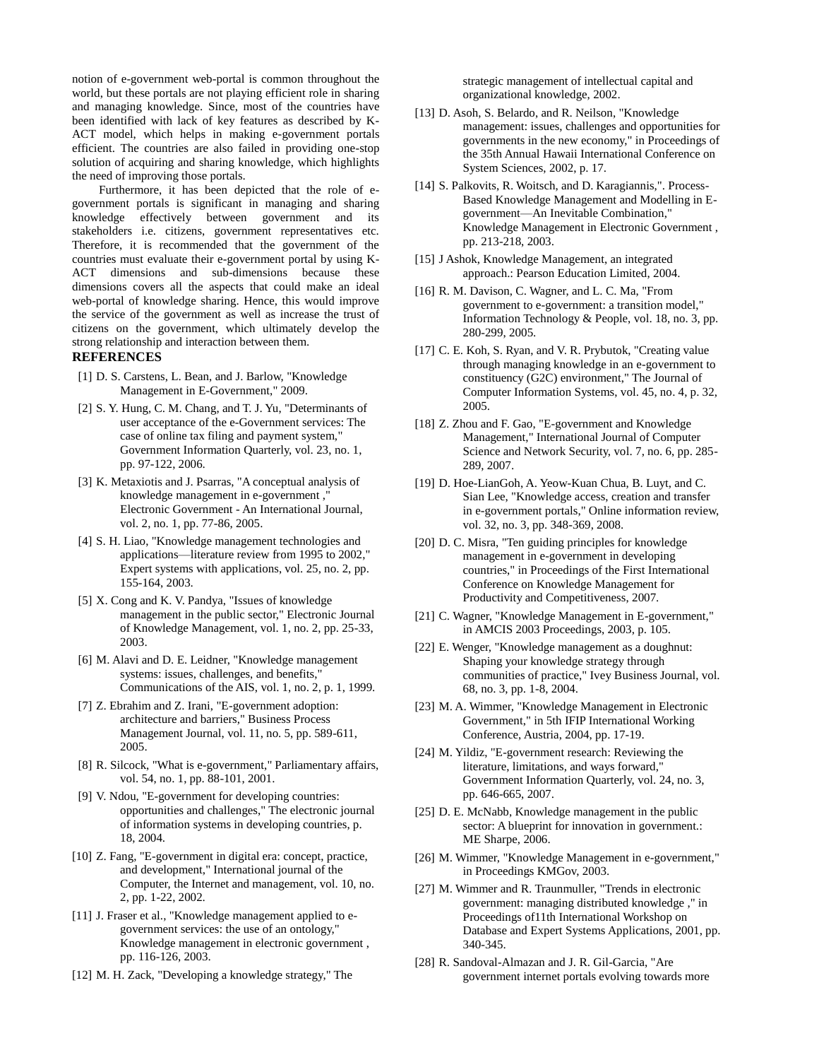notion of e-government web-portal is common throughout the world, but these portals are not playing efficient role in sharing and managing knowledge. Since, most of the countries have been identified with lack of key features as described by K-ACT model, which helps in making e-government portals efficient. The countries are also failed in providing one-stop solution of acquiring and sharing knowledge, which highlights the need of improving those portals.

Furthermore, it has been depicted that the role of e-government portals is significant in managing and sharing knowledge effectively between government and its stakeholders i.e. citizens, government representatives etc. Therefore, it is recommended that the government of the countries must evaluate their e-government portal by using K-ACT dimensions and sub-dimensions because these dimensions covers all the aspects that could make an ideal web-portal of knowledge sharing. Hence, this would improve the service of the government as well as increase the trust of citizens on the government, which ultimately develop the strong relationship and interaction between them.

## REFERENCES

[1] D. S. Carstens, L. Bean, and J. Barlow, "Knowledge Management in E-Government," 2009.

[2] S. Y. Hung, C. M. Chang, and T. J. Yu, "Determinants of user acceptance of the e-Government services: The case of online tax filing and payment system," Government Information Quarterly, vol. 23, no. 1, pp. 97-122, 2006.

[3] K. Metaxiotis and J. Psarras, "A conceptual analysis of knowledge management in e-government ," Electronic Government - An International Journal, vol. 2, no. 1, pp. 77-86, 2005.

[4] S. H. Liao, "Knowledge management technologies and applications—literature review from 1995 to 2002," Expert systems with applications, vol. 25, no. 2, pp. 155-164, 2003.

[5] X. Cong and K. V. Pandya, "Issues of knowledge management in the public sector," Electronic Journal of Knowledge Management, vol. 1, no. 2, pp. 25-33, 2003.

[6] M. Alavi and D. E. Leidner, "Knowledge management systems: issues, challenges, and benefits," Communications of the AIS, vol. 1, no. 2, p. 1, 1999.

[7] Z. Ebrahim and Z. Irani, "E-government adoption: architecture and barriers," Business Process Management Journal, vol. 11, no. 5, pp. 589-611, 2005.

[8] R. Silcock, "What is e-government," Parliamentary affairs, vol. 54, no. 1, pp. 88-101, 2001.

[9] V. Ndou, "E-government for developing countries: opportunities and challenges," The electronic journal of information systems in developing countries, p. 18, 2004.

[10] Z. Fang, "E-government in digital era: concept, practice, and development," International journal of the Computer, the Internet and management, vol. 10, no. 2, pp. 1-22, 2002.

[11] J. Fraser et al., "Knowledge management applied to e-government services: the use of an ontology," Knowledge management in electronic government , pp. 116-126, 2003.

[12] M. H. Zack, "Developing a knowledge strategy," The strategic management of intellectual capital and organizational knowledge, 2002.

[13] D. Asoh, S. Belardo, and R. Neilson, "Knowledge management: issues, challenges and opportunities for governments in the new economy," in Proceedings of the 35th Annual Hawaii International Conference on System Sciences, 2002, p. 17.

[14] S. Palkovits, R. Woitsch, and D. Karagiannis,". Process-Based Knowledge Management and Modelling in E-government—An Inevitable Combination," Knowledge Management in Electronic Government , pp. 213-218, 2003.

[15] J Ashok, Knowledge Management, an integrated approach.: Pearson Education Limited, 2004.

[16] R. M. Davison, C. Wagner, and L. C. Ma, "From government to e-government: a transition model," Information Technology & People, vol. 18, no. 3, pp. 280-299, 2005.

[17] C. E. Koh, S. Ryan, and V. R. Prybutok, "Creating value through managing knowledge in an e-government to constituency (G2C) environment," The Journal of Computer Information Systems, vol. 45, no. 4, p. 32, 2005.

[18] Z. Zhou and F. Gao, "E-government and Knowledge Management," International Journal of Computer Science and Network Security, vol. 7, no. 6, pp. 285-289, 2007.

[19] D. Hoe-LianGoh, A. Yeow-Kuan Chua, B. Luyt, and C. Sian Lee, "Knowledge access, creation and transfer in e-government portals," Online information review, vol. 32, no. 3, pp. 348-369, 2008.

[20] D. C. Misra, "Ten guiding principles for knowledge management in e-government in developing countries," in Proceedings of the First International Conference on Knowledge Management for Productivity and Competitiveness, 2007.

[21] C. Wagner, "Knowledge Management in E-government," in AMCIS 2003 Proceedings, 2003, p. 105.

[22] E. Wenger, "Knowledge management as a doughnut: Shaping your knowledge strategy through communities of practice," Ivey Business Journal, vol. 68, no. 3, pp. 1-8, 2004.

[23] M. A. Wimmer, "Knowledge Management in Electronic Government," in 5th IFIP International Working Conference, Austria, 2004, pp. 17-19.

[24] M. Yildiz, "E-government research: Reviewing the literature, limitations, and ways forward," Government Information Quarterly, vol. 24, no. 3, pp. 646-665, 2007.

[25] D. E. McNabb, Knowledge management in the public sector: A blueprint for innovation in government.: ME Sharpe, 2006.

[26] M. Wimmer, "Knowledge Management in e-government," in Proceedings KMGov, 2003.

[27] M. Wimmer and R. Traunmuller, "Trends in electronic government: managing distributed knowledge ," in Proceedings of11th International Workshop on Database and Expert Systems Applications, 2001, pp. 340-345.

[28] R. Sandoval-Almazan and J. R. Gil-Garcia, "Are government internet portals evolving towards more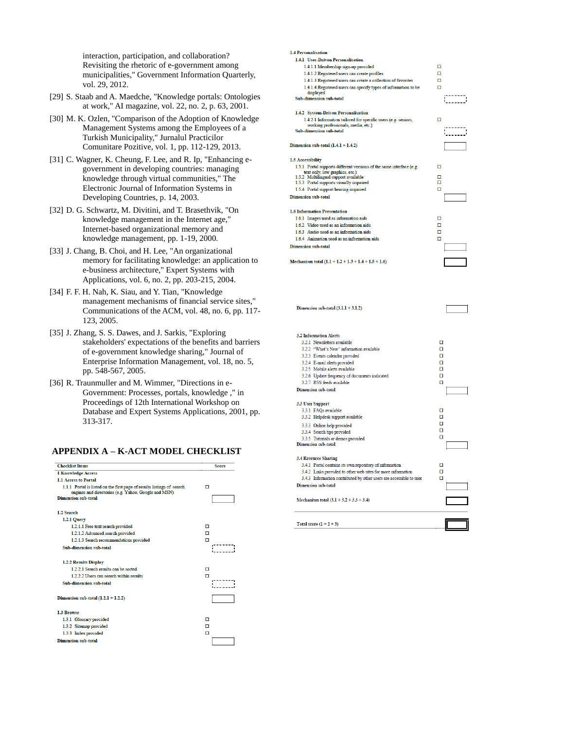interaction, participation, and collaboration? Revisiting the rhetoric of e-government among municipalities," Government Information Quarterly, vol. 29, 2012.

[29] S. Staab and A. Maedche, "Knowledge portals: Ontologies at work," AI magazine, vol. 22, no. 2, p. 63, 2001.

[30] M. K. Ozlen, "Comparison of the Adoption of Knowledge Management Systems among the Employees of a Turkish Municipality," Jurnalul Practicilor Comunitare Pozitive, vol. 1, pp. 112-129, 2013.

[31] C. Wagner, K. Cheung, F. Lee, and R. Ip, "Enhancing e-government in developing countries: managing knowledge through virtual communities," The Electronic Journal of Information Systems in Developing Countries, p. 14, 2003.

[32] D. G. Schwartz, M. Divitini, and T. Brasethvik, "On knowledge management in the Internet age," Internet-based organizational memory and knowledge management, pp. 1-19, 2000.

[33] J. Chang, B. Choi, and H. Lee, "An organizational memory for facilitating knowledge: an application to e-business architecture," Expert Systems with Applications, vol. 6, no. 2, pp. 203-215, 2004.

[34] F. F. H. Nah, K. Siau, and Y. Tian, "Knowledge management mechanisms of financial service sites," Communications of the ACM, vol. 48, no. 6, pp. 117-123, 2005.

[35] J. Zhang, S. S. Dawes, and J. Sarkis, "Exploring stakeholders' expectations of the benefits and barriers of e-government knowledge sharing," Journal of Enterprise Information Management, vol. 18, no. 5, pp. 548-567, 2005.

[36] R. Traunmuller and M. Wimmer, "Directions in e-Government: Processes, portals, knowledge ," in Proceedings of 12th International Workshop on Database and Expert Systems Applications, 2001, pp. 313-317.

## APPENDIX A – K-ACT MODEL CHECKLIST

| Checklist Items | Score |
|---|---|
| **1 Knowledge Access** | |
| **1.1 Access to Portal** | |
| 1.1.1 Portal is listed on the first page of results listings of search engines and directories (e.g. Yahoo, Google and MSN) | ☐ |
| **Dimension sub-total** | |
| **1.2 Search** | |
| **1.2.1 Query** | |
| 1.2.1.1 Free text search provided | ☐ |
| 1.2.1.2 Advanced search provided | ☐ |
| 1.2.1.3 Search recommendations provided | ☐ |
| **Sub-dimension sub-total** | |
| **1.2.2 Results Display** | |
| 1.2.2.1 Search results can be sorted | ☐ |
| 1.2.2.2 Users can search within results | ☐ |
| **Sub-dimension sub-total** | |
| **Dimension sub-total (1.2.1 + 1.2.2)** | |
| **1.3 Browse** | |
| 1.3.1 Glossary provided | ☐ |
| 1.3.2 Sitemap provided | ☐ |
| 1.3.3 Index provided | ☐ |
| **Dimension sub-total** | |
| **1.4 Personalisation** | |
| **1.4.1 User-Driven Personalisation** | |
| 1.4.1.1 Membership sign-up provided | ☐ |
| 1.4.1.2 Registered users can create profiles | ☐ |
| 1.4.1.3 Registered users can create a collection of favorites | ☐ |
| 1.4.1.4 Registered users can specify types of information to be displayed | ☐ |
| **Sub-dimension sub-total** | |
| **1.4.2 System-Driven Personalisation** | |
| 1.4.2.1 Information tailored for specific users (e.g. seniors, working professionals, media, etc.) | ☐ |
| **Sub-dimension sub-total** | |
| **Dimension sub-total (1.4.1 + 1.4.2)** | |
| **1.5 Accessibility** | |
| 1.5.1 Portal supports different versions of the same interface (e.g. text only, low graphics, etc.) | ☐ |
| 1.5.2 Multilingual support available | ☐ |
| 1.5.3 Portal supports visually impaired | ☐ |
| 1.5.4 Portal support hearing impaired | ☐ |
| **Dimension sub-total** | |
| **1.6 Information Presentation** | |
| 1.6.1 Images used as information aids | ☐ |
| 1.6.2 Video used as an information aids | ☐ |
| 1.6.3 Audio used as an information aids | ☐ |
| 1.6.4 Animation used as an information aids | ☐ |
| **Dimension sub-total** | |
| **Mechanism total (1.1 + 1.2 + 1.3 + 1.4 + 1.5 + 1.6)** | |
| **Dimension sub-total (3.1.1 + 3.1.2)** | |
| **3.2 Information Alerts** | |
| 3.2.1 Newsletters available | ☐ |
| 3.2.2 "What's New" information available | ☐ |
| 3.2.3 Events calendar provided | ☐ |
| 3.2.4 E-mail alerts provided | ☐ |
| 3.2.5 Mobile alerts available | ☐ |
| 3.2.6 Update frequency of documents indicated | ☐ |
| 3.2.7 RSS feeds available | ☐ |
| **Dimension sub-total** | |
| **3.3 User Support** | |
| 3.3.1 FAQs available | ☐ |
| 3.3.2 Helpdesk support available | ☐ |
| 3.3.3 Online help provided | ☐ |
| 3.3.4 Search tips provided | ☐ |
| 3.3.5 Tutorials or demos provided | ☐ |
| **Dimension sub-total** | |
| **3.4 Resource Sharing** | |
| 3.4.1 Portal contains its own repository of information | ☐ |
| 3.4.2 Links provided to other web sites for more information | ☐ |
| 3.4.3 Information contributed by other users are accessible to user | ☐ |
| **Dimension sub-total** | |
| **Mechanism total (3.1 + 3.2 + 3.3 + 3.4)** | |
| **Total score (1 + 2 + 3)** | |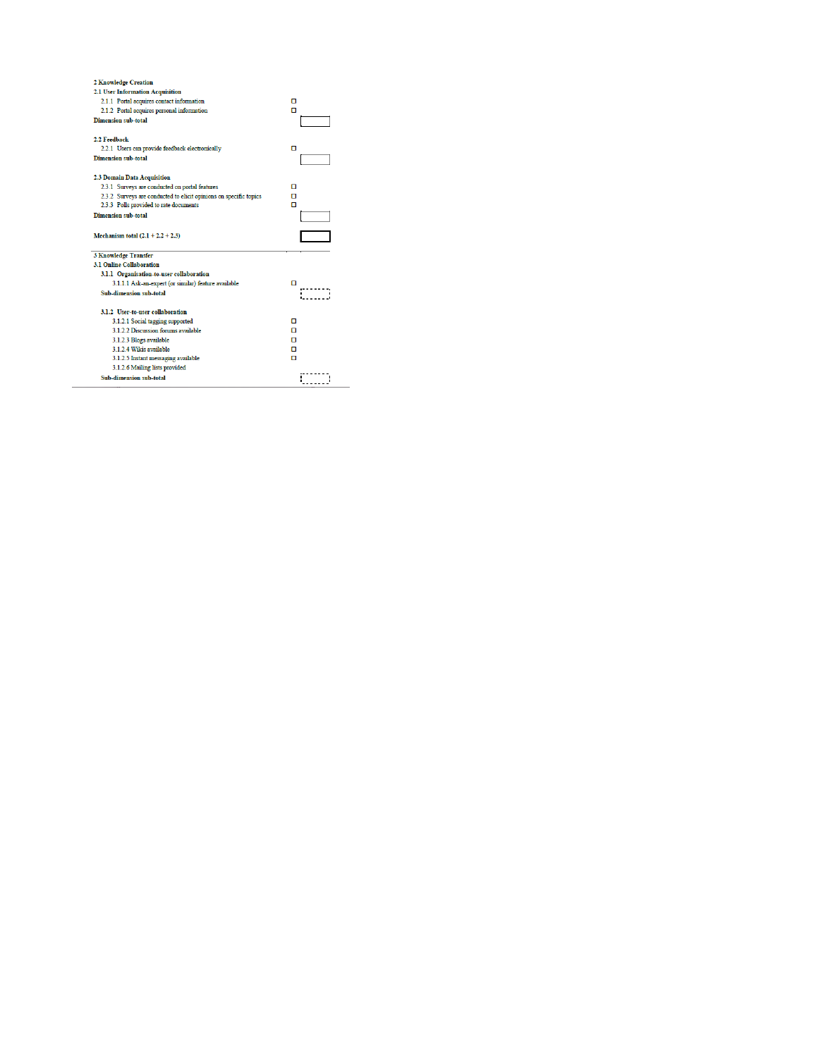**2 Knowledge Creation**

**2.1 User Information Acquisition**

2.1.1 Portal acquires contact information ☐

2.1.2 Portal acquires personal information ☐

**Dimension sub-total** ☐

**2.2 Feedback**

2.2.1 Users can provide feedback electronically ☐

**Dimension sub-total** ☐

**2.3 Domain Data Acquisition**

2.3.1 Surveys are conducted on portal features ☐

2.3.2 Surveys are conducted to elicit opinions on specific topics ☐

2.3.3 Polls provided to rate documents ☐

**Dimension sub-total** ☐

**Mechanism total (2.1 + 2.2 + 2.3)** ☐

---

**3 Knowledge Transfer**

**3.1 Online Collaboration**

**3.1.1 Organisation-to-user collaboration**

3.1.1.1 Ask-an-expert (or similar) feature available ☐

**Sub-dimension sub-total** ☐

**3.1.2 User-to-user collaboration**

3.1.2.1 Social tagging supported ☐

3.1.2.2 Discussion forums available ☐

3.1.2.3 Blogs available ☐

3.1.2.4 Wikis available ☐

3.1.2.5 Instant messaging available ☐

3.1.2.6 Mailing lists provided

**Sub-dimension sub-total** ☐